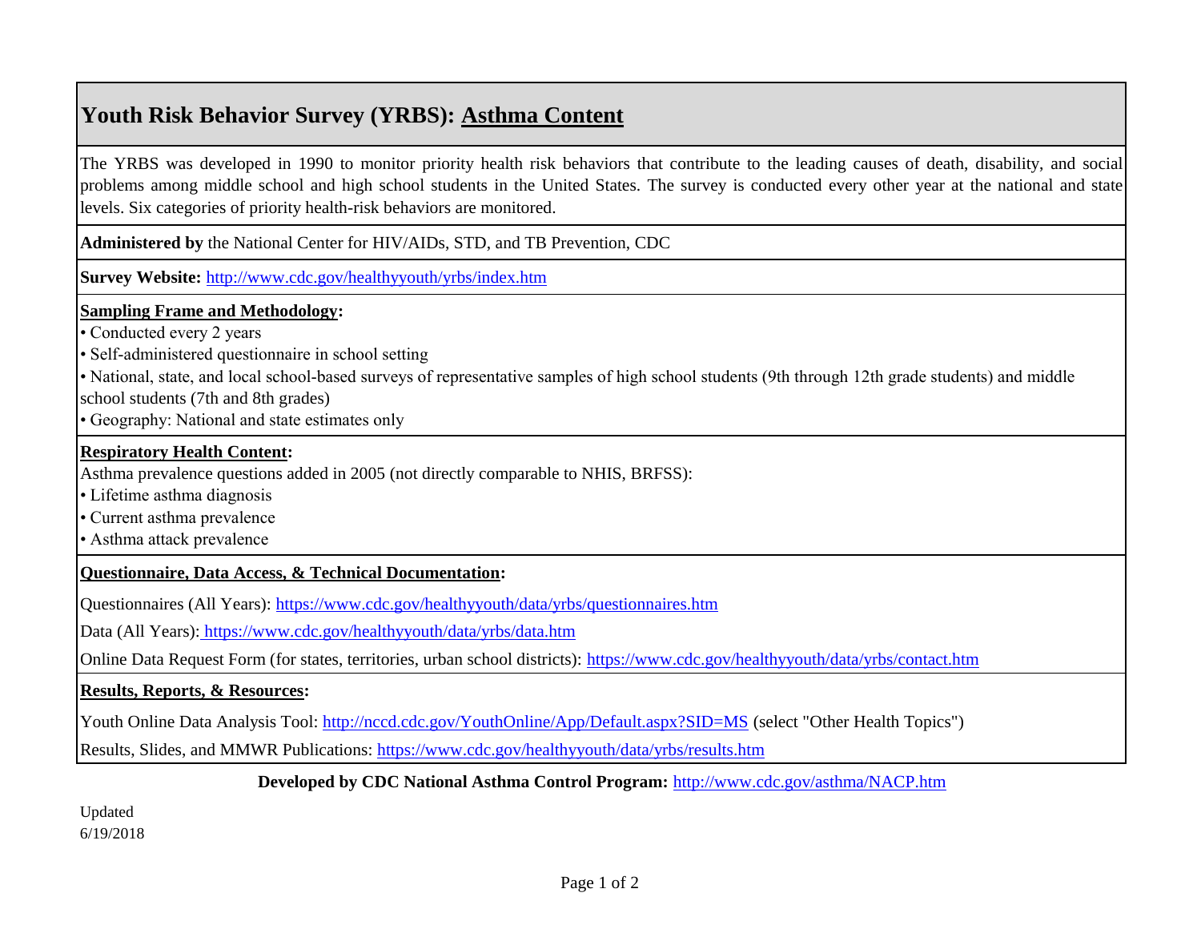# Youth Risk Behavior Survey (YRBS): Asthma Content

The YRBS was developed in 1990 to monitor priority health risk behaviors that contribute to the leading causes of death, disability, and social problems among middle school and high school students in the United States. The survey is conducted every other year at the national and state levels. Six categories of priority health-risk behaviors are monitored.

**Administered by** the National Center for HIV/AIDs, STD, and TB Prevention, CDC

**Survey Website:** http://www.cdc.gov/healthyyouth/yrbs/index.htm

**Sampling Frame and Methodology:**

- Conducted every 2 years
- Self-administered questionnaire in school setting
- National, state, and local school-based surveys of representative samples of high school students (9th through 12th grade students) and middle school students (7th and 8th grades)
- Geography: National and state estimates only

**Respiratory Health Content:**

Asthma prevalence questions added in 2005 (not directly comparable to NHIS, BRFSS):

- Lifetime asthma diagnosis
- Current asthma prevalence
- Asthma attack prevalence

**Questionnaire, Data Access, & Technical Documentation:**

Questionnaires (All Years): https://www.cdc.gov/healthyyouth/data/yrbs/questionnaires.htm

Data (All Years): https://www.cdc.gov/healthyyouth/data/yrbs/data.htm

Online Data Request Form (for states, territories, urban school districts): https://www.cdc.gov/healthyyouth/data/yrbs/contact.htm

**Results, Reports, & Resources:**

Youth Online Data Analysis Tool: http://nccd.cdc.gov/YouthOnline/App/Default.aspx?SID=MS (select "Other Health Topics")

Results, Slides, and MMWR Publications: https://www.cdc.gov/healthyyouth/data/yrbs/results.htm

**Developed by CDC National Asthma Control Program:** http://www.cdc.gov/asthma/NACP.htm

Updated
6/19/2018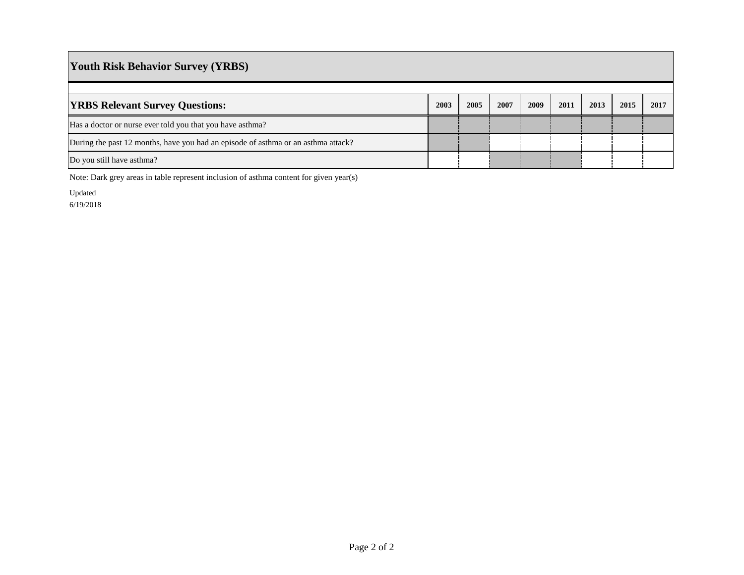## Youth Risk Behavior Survey (YRBS)

| YRBS Relevant Survey Questions: | 2003 | 2005 | 2007 | 2009 | 2011 | 2013 | 2015 | 2017 |
|---|---|---|---|---|---|---|---|---|
| Has a doctor or nurse ever told you that you have asthma? | X | X | X | X | X | X | X | X |
| During the past 12 months, have you had an episode of asthma or an asthma attack? | X | X | | | | | | |
| Do you still have asthma? | | | X | X | X | | | |

Note: Dark grey areas in table represent inclusion of asthma content for given year(s)

Updated
6/19/2018